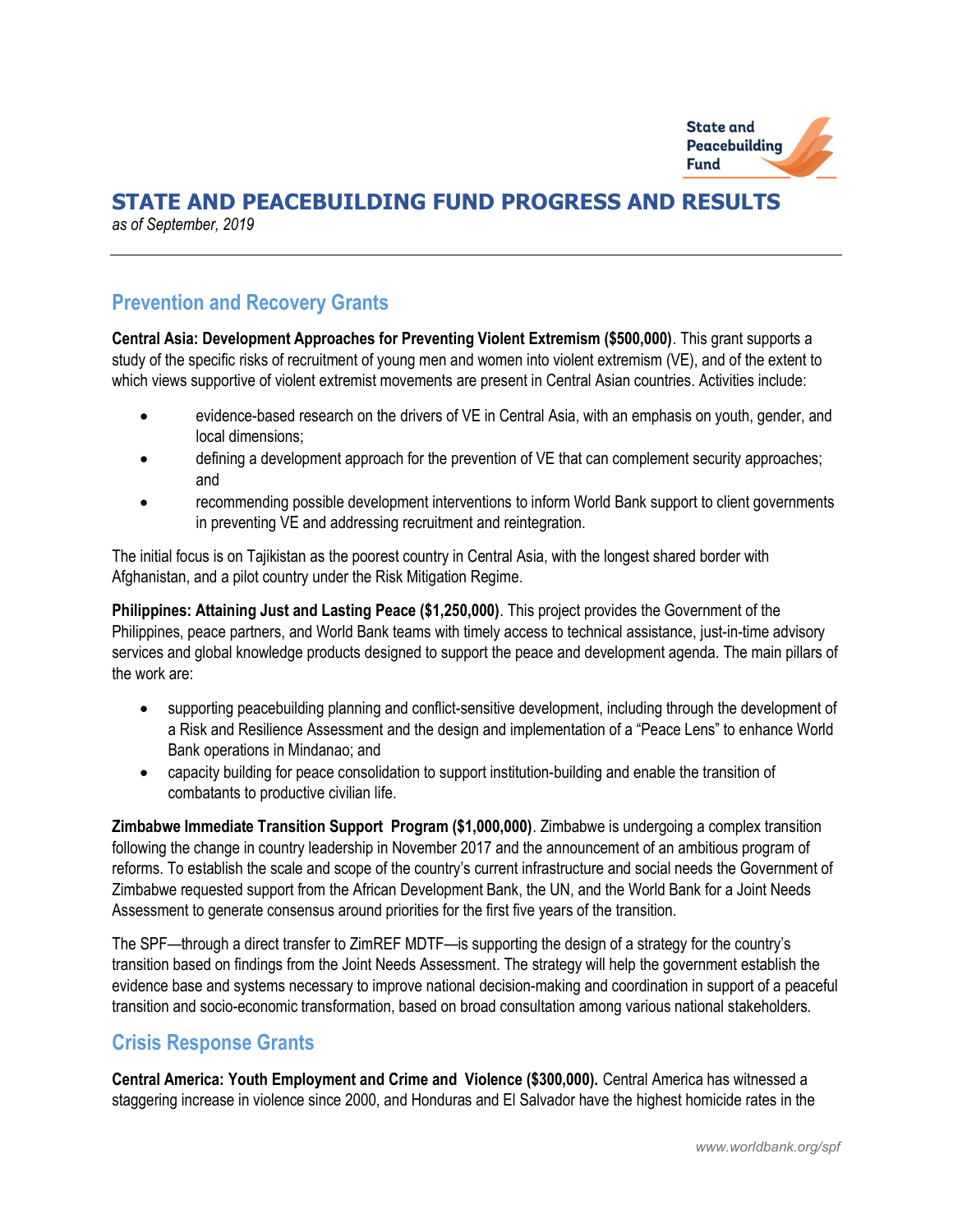# STATE AND PEACEBUILDING FUND PROGRESS AND RESULTS

*as of September, 2019*

## Prevention and Recovery Grants

**Central Asia: Development Approaches for Preventing Violent Extremism ($500,000)**. This grant supports a study of the specific risks of recruitment of young men and women into violent extremism (VE), and of the extent to which views supportive of violent extremist movements are present in Central Asian countries. Activities include:

- evidence-based research on the drivers of VE in Central Asia, with an emphasis on youth, gender, and local dimensions;
- defining a development approach for the prevention of VE that can complement security approaches; and
- recommending possible development interventions to inform World Bank support to client governments in preventing VE and addressing recruitment and reintegration.

The initial focus is on Tajikistan as the poorest country in Central Asia, with the longest shared border with Afghanistan, and a pilot country under the Risk Mitigation Regime.

**Philippines: Attaining Just and Lasting Peace ($1,250,000)**. This project provides the Government of the Philippines, peace partners, and World Bank teams with timely access to technical assistance, just-in-time advisory services and global knowledge products designed to support the peace and development agenda. The main pillars of the work are:

- supporting peacebuilding planning and conflict-sensitive development, including through the development of a Risk and Resilience Assessment and the design and implementation of a "Peace Lens" to enhance World Bank operations in Mindanao; and
- capacity building for peace consolidation to support institution-building and enable the transition of combatants to productive civilian life.

**Zimbabwe Immediate Transition Support Program ($1,000,000)**. Zimbabwe is undergoing a complex transition following the change in country leadership in November 2017 and the announcement of an ambitious program of reforms. To establish the scale and scope of the country's current infrastructure and social needs the Government of Zimbabwe requested support from the African Development Bank, the UN, and the World Bank for a Joint Needs Assessment to generate consensus around priorities for the first five years of the transition.

The SPF—through a direct transfer to ZimREF MDTF—is supporting the design of a strategy for the country's transition based on findings from the Joint Needs Assessment. The strategy will help the government establish the evidence base and systems necessary to improve national decision-making and coordination in support of a peaceful transition and socio-economic transformation, based on broad consultation among various national stakeholders.

## Crisis Response Grants

**Central America: Youth Employment and Crime and Violence ($300,000).** Central America has witnessed a staggering increase in violence since 2000, and Honduras and El Salvador have the highest homicide rates in the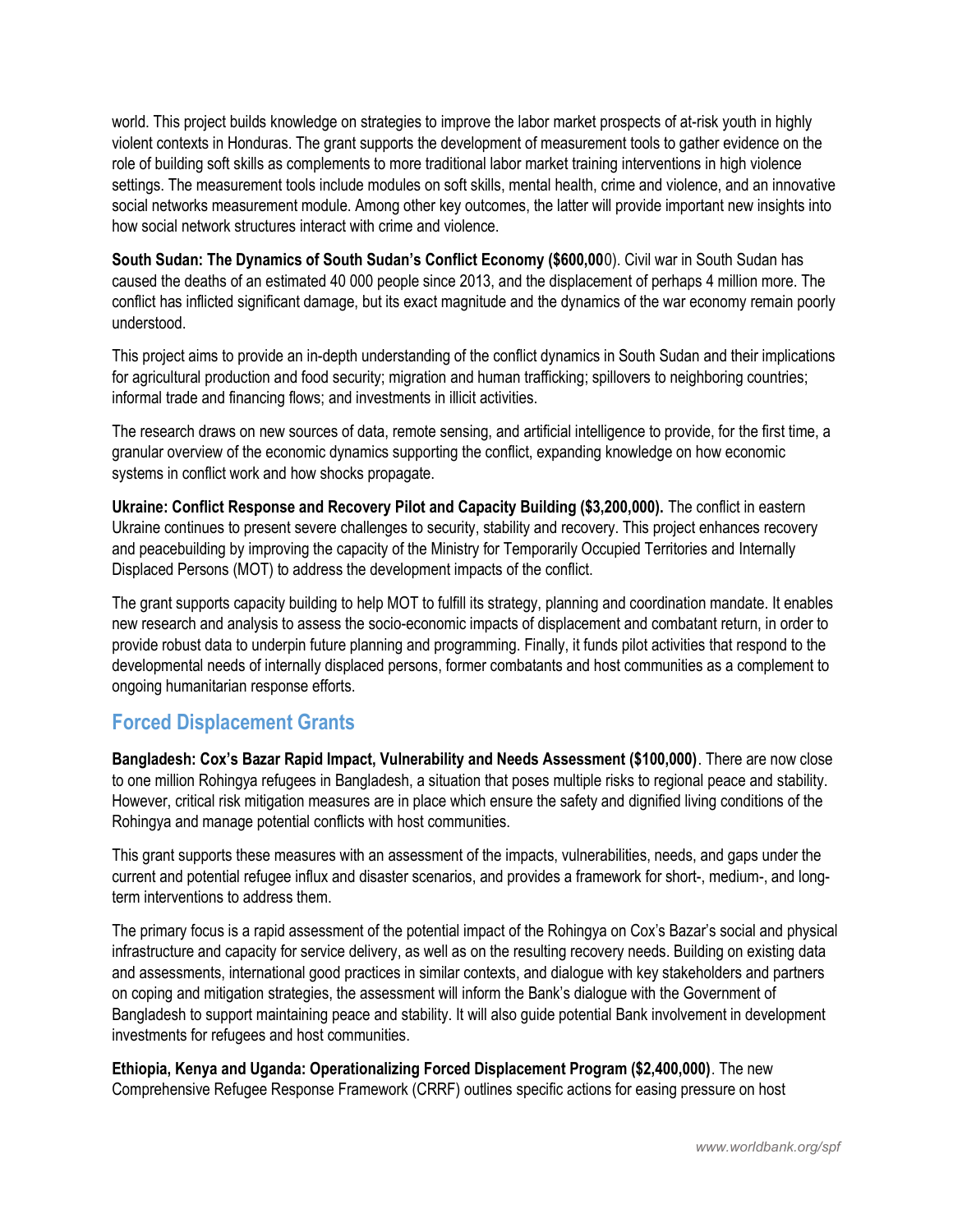world. This project builds knowledge on strategies to improve the labor market prospects of at-risk youth in highly violent contexts in Honduras. The grant supports the development of measurement tools to gather evidence on the role of building soft skills as complements to more traditional labor market training interventions in high violence settings. The measurement tools include modules on soft skills, mental health, crime and violence, and an innovative social networks measurement module. Among other key outcomes, the latter will provide important new insights into how social network structures interact with crime and violence.

**South Sudan: The Dynamics of South Sudan's Conflict Economy ($600,00**0). Civil war in South Sudan has caused the deaths of an estimated 40 000 people since 2013, and the displacement of perhaps 4 million more. The conflict has inflicted significant damage, but its exact magnitude and the dynamics of the war economy remain poorly understood.

This project aims to provide an in-depth understanding of the conflict dynamics in South Sudan and their implications for agricultural production and food security; migration and human trafficking; spillovers to neighboring countries; informal trade and financing flows; and investments in illicit activities.

The research draws on new sources of data, remote sensing, and artificial intelligence to provide, for the first time, a granular overview of the economic dynamics supporting the conflict, expanding knowledge on how economic systems in conflict work and how shocks propagate.

**Ukraine: Conflict Response and Recovery Pilot and Capacity Building ($3,200,000).** The conflict in eastern Ukraine continues to present severe challenges to security, stability and recovery. This project enhances recovery and peacebuilding by improving the capacity of the Ministry for Temporarily Occupied Territories and Internally Displaced Persons (MOT) to address the development impacts of the conflict.

The grant supports capacity building to help MOT to fulfill its strategy, planning and coordination mandate. It enables new research and analysis to assess the socio-economic impacts of displacement and combatant return, in order to provide robust data to underpin future planning and programming. Finally, it funds pilot activities that respond to the developmental needs of internally displaced persons, former combatants and host communities as a complement to ongoing humanitarian response efforts.

## Forced Displacement Grants

**Bangladesh: Cox's Bazar Rapid Impact, Vulnerability and Needs Assessment ($100,000)**. There are now close to one million Rohingya refugees in Bangladesh, a situation that poses multiple risks to regional peace and stability. However, critical risk mitigation measures are in place which ensure the safety and dignified living conditions of the Rohingya and manage potential conflicts with host communities.

This grant supports these measures with an assessment of the impacts, vulnerabilities, needs, and gaps under the current and potential refugee influx and disaster scenarios, and provides a framework for short-, medium-, and long-term interventions to address them.

The primary focus is a rapid assessment of the potential impact of the Rohingya on Cox's Bazar's social and physical infrastructure and capacity for service delivery, as well as on the resulting recovery needs. Building on existing data and assessments, international good practices in similar contexts, and dialogue with key stakeholders and partners on coping and mitigation strategies, the assessment will inform the Bank's dialogue with the Government of Bangladesh to support maintaining peace and stability. It will also guide potential Bank involvement in development investments for refugees and host communities.

**Ethiopia, Kenya and Uganda: Operationalizing Forced Displacement Program ($2,400,000)**. The new Comprehensive Refugee Response Framework (CRRF) outlines specific actions for easing pressure on host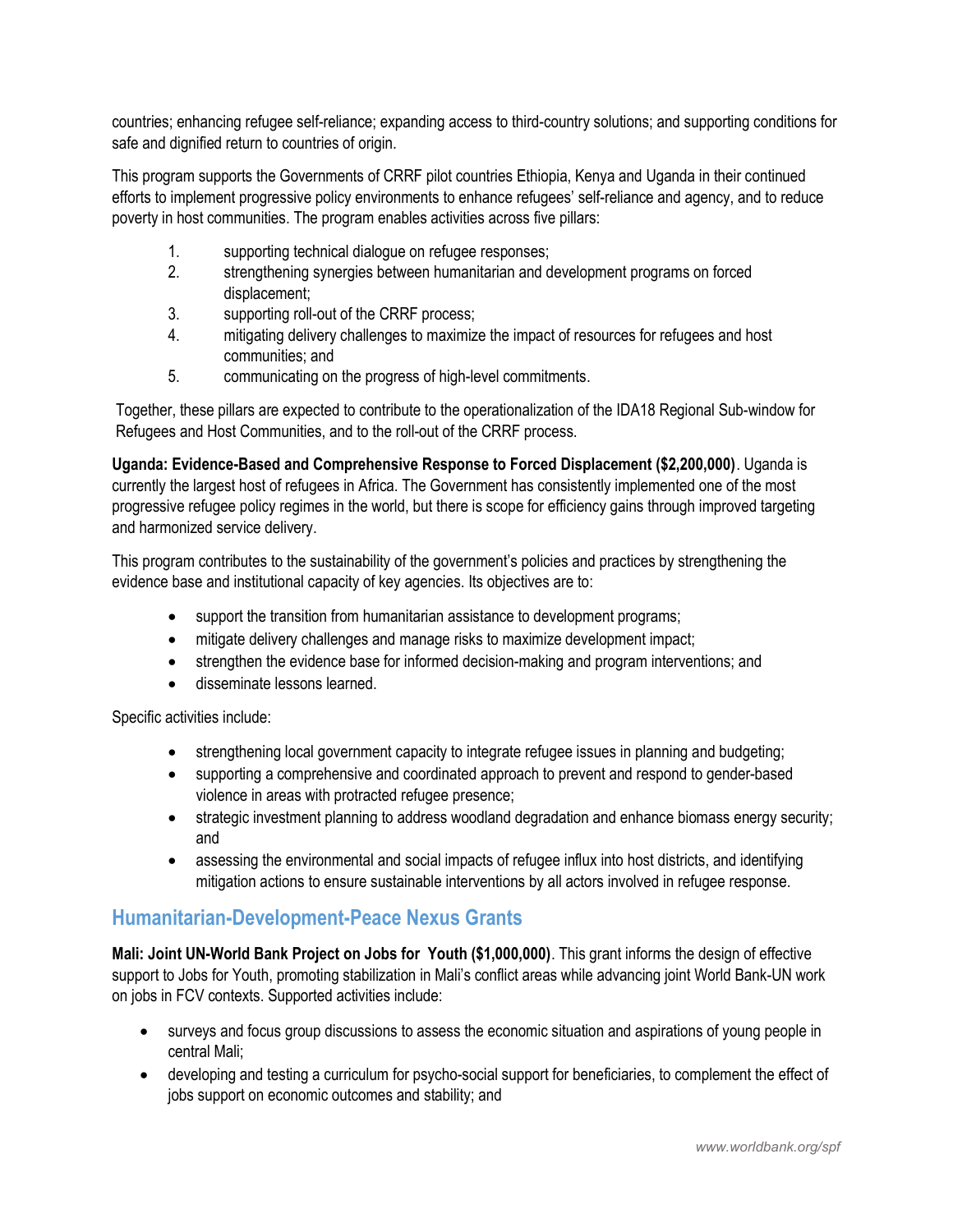countries; enhancing refugee self-reliance; expanding access to third-country solutions; and supporting conditions for safe and dignified return to countries of origin.

This program supports the Governments of CRRF pilot countries Ethiopia, Kenya and Uganda in their continued efforts to implement progressive policy environments to enhance refugees' self-reliance and agency, and to reduce poverty in host communities. The program enables activities across five pillars:

1. supporting technical dialogue on refugee responses;
2. strengthening synergies between humanitarian and development programs on forced displacement;
3. supporting roll-out of the CRRF process;
4. mitigating delivery challenges to maximize the impact of resources for refugees and host communities; and
5. communicating on the progress of high-level commitments.

Together, these pillars are expected to contribute to the operationalization of the IDA18 Regional Sub-window for Refugees and Host Communities, and to the roll-out of the CRRF process.

**Uganda: Evidence-Based and Comprehensive Response to Forced Displacement ($2,200,000)**. Uganda is currently the largest host of refugees in Africa. The Government has consistently implemented one of the most progressive refugee policy regimes in the world, but there is scope for efficiency gains through improved targeting and harmonized service delivery.

This program contributes to the sustainability of the government's policies and practices by strengthening the evidence base and institutional capacity of key agencies. Its objectives are to:

- support the transition from humanitarian assistance to development programs;
- mitigate delivery challenges and manage risks to maximize development impact;
- strengthen the evidence base for informed decision-making and program interventions; and
- disseminate lessons learned.

Specific activities include:

- strengthening local government capacity to integrate refugee issues in planning and budgeting;
- supporting a comprehensive and coordinated approach to prevent and respond to gender-based violence in areas with protracted refugee presence;
- strategic investment planning to address woodland degradation and enhance biomass energy security; and
- assessing the environmental and social impacts of refugee influx into host districts, and identifying mitigation actions to ensure sustainable interventions by all actors involved in refugee response.

## Humanitarian-Development-Peace Nexus Grants

**Mali: Joint UN-World Bank Project on Jobs for Youth ($1,000,000)**. This grant informs the design of effective support to Jobs for Youth, promoting stabilization in Mali's conflict areas while advancing joint World Bank-UN work on jobs in FCV contexts. Supported activities include:

- surveys and focus group discussions to assess the economic situation and aspirations of young people in central Mali;
- developing and testing a curriculum for psycho-social support for beneficiaries, to complement the effect of jobs support on economic outcomes and stability; and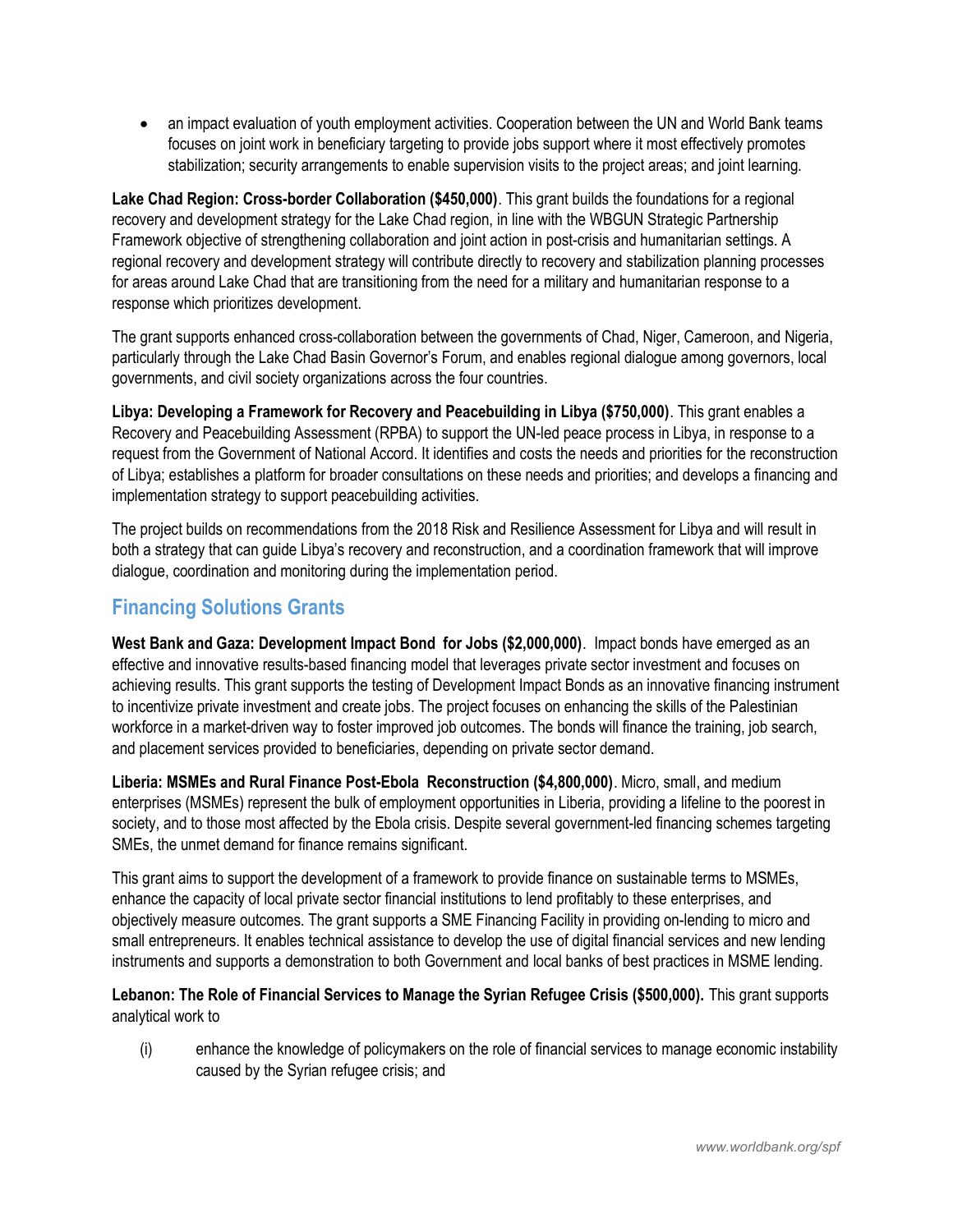- an impact evaluation of youth employment activities. Cooperation between the UN and World Bank teams focuses on joint work in beneficiary targeting to provide jobs support where it most effectively promotes stabilization; security arrangements to enable supervision visits to the project areas; and joint learning.

**Lake Chad Region: Cross-border Collaboration ($450,000)**. This grant builds the foundations for a regional recovery and development strategy for the Lake Chad region, in line with the WBGUN Strategic Partnership Framework objective of strengthening collaboration and joint action in post-crisis and humanitarian settings. A regional recovery and development strategy will contribute directly to recovery and stabilization planning processes for areas around Lake Chad that are transitioning from the need for a military and humanitarian response to a response which prioritizes development.

The grant supports enhanced cross-collaboration between the governments of Chad, Niger, Cameroon, and Nigeria, particularly through the Lake Chad Basin Governor's Forum, and enables regional dialogue among governors, local governments, and civil society organizations across the four countries.

**Libya: Developing a Framework for Recovery and Peacebuilding in Libya ($750,000)**. This grant enables a Recovery and Peacebuilding Assessment (RPBA) to support the UN-led peace process in Libya, in response to a request from the Government of National Accord. It identifies and costs the needs and priorities for the reconstruction of Libya; establishes a platform for broader consultations on these needs and priorities; and develops a financing and implementation strategy to support peacebuilding activities.

The project builds on recommendations from the 2018 Risk and Resilience Assessment for Libya and will result in both a strategy that can guide Libya's recovery and reconstruction, and a coordination framework that will improve dialogue, coordination and monitoring during the implementation period.

## Financing Solutions Grants

**West Bank and Gaza: Development Impact Bond for Jobs ($2,000,000)**. Impact bonds have emerged as an effective and innovative results-based financing model that leverages private sector investment and focuses on achieving results. This grant supports the testing of Development Impact Bonds as an innovative financing instrument to incentivize private investment and create jobs. The project focuses on enhancing the skills of the Palestinian workforce in a market-driven way to foster improved job outcomes. The bonds will finance the training, job search, and placement services provided to beneficiaries, depending on private sector demand.

**Liberia: MSMEs and Rural Finance Post-Ebola Reconstruction ($4,800,000)**. Micro, small, and medium enterprises (MSMEs) represent the bulk of employment opportunities in Liberia, providing a lifeline to the poorest in society, and to those most affected by the Ebola crisis. Despite several government-led financing schemes targeting SMEs, the unmet demand for finance remains significant.

This grant aims to support the development of a framework to provide finance on sustainable terms to MSMEs, enhance the capacity of local private sector financial institutions to lend profitably to these enterprises, and objectively measure outcomes. The grant supports a SME Financing Facility in providing on-lending to micro and small entrepreneurs. It enables technical assistance to develop the use of digital financial services and new lending instruments and supports a demonstration to both Government and local banks of best practices in MSME lending.

**Lebanon: The Role of Financial Services to Manage the Syrian Refugee Crisis ($500,000).** This grant supports analytical work to

(i) enhance the knowledge of policymakers on the role of financial services to manage economic instability caused by the Syrian refugee crisis; and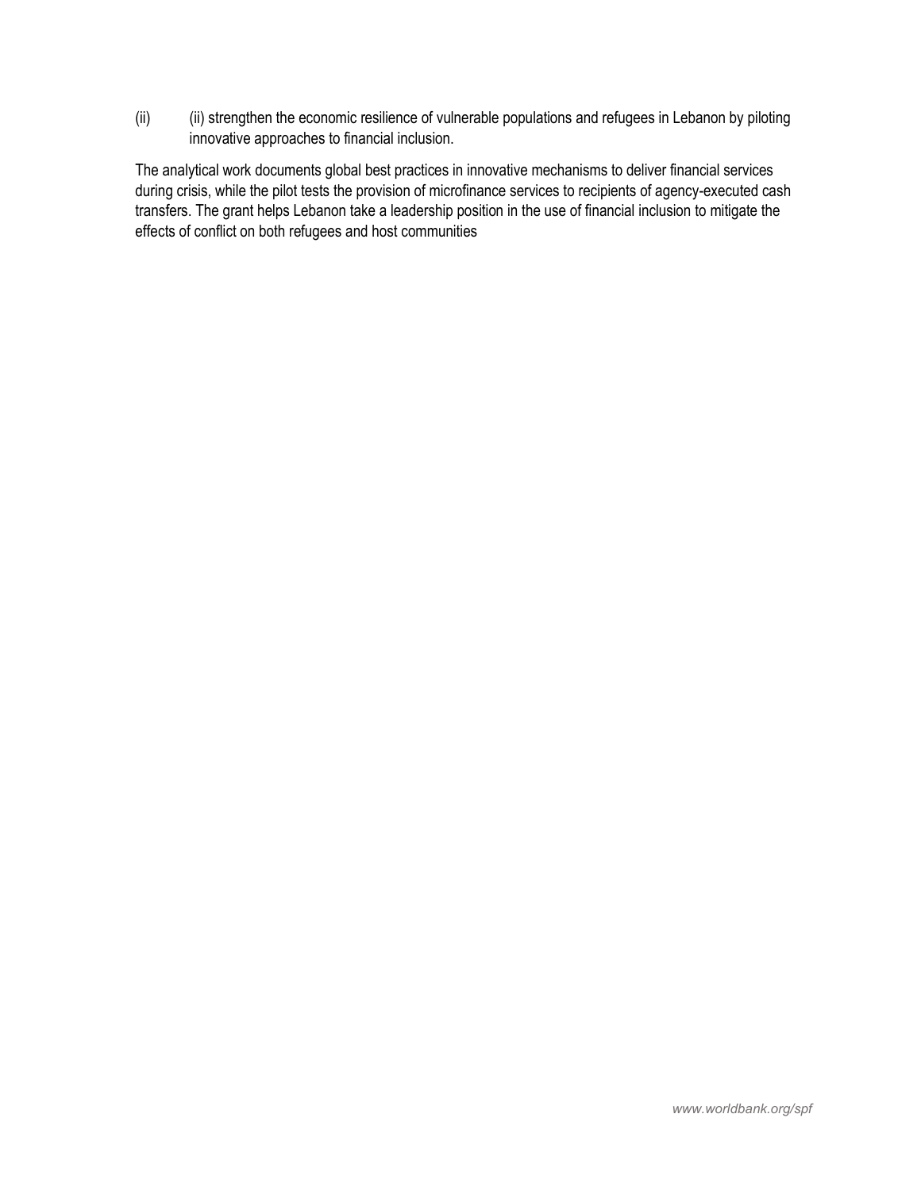(ii) (ii) strengthen the economic resilience of vulnerable populations and refugees in Lebanon by piloting innovative approaches to financial inclusion.

The analytical work documents global best practices in innovative mechanisms to deliver financial services during crisis, while the pilot tests the provision of microfinance services to recipients of agency-executed cash transfers. The grant helps Lebanon take a leadership position in the use of financial inclusion to mitigate the effects of conflict on both refugees and host communities